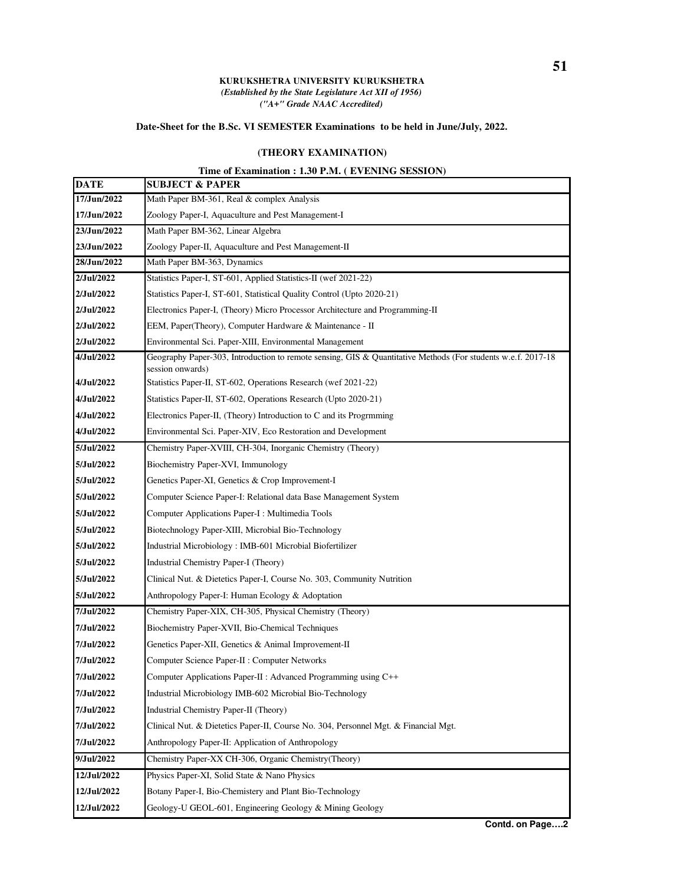**KURUKSHETRA UNIVERSITY KURUKSHETRA**

***(Established by the State Legislature Act XII of 1956)***

***("A+" Grade NAAC Accredited)***

**Date-Sheet for the B.Sc. VI SEMESTER Examinations to be held in June/July, 2022.**

**(THEORY EXAMINATION)**

**Time of Examination : 1.30 P.M. ( EVENING SESSION)**

| DATE | SUBJECT & PAPER |
|---|---|
| 17/Jun/2022 | Math Paper BM-361, Real & complex Analysis |
| 17/Jun/2022 | Zoology Paper-I, Aquaculture and Pest Management-I |
| 23/Jun/2022 | Math Paper BM-362, Linear Algebra |
| 23/Jun/2022 | Zoology Paper-II, Aquaculture and Pest Management-II |
| 28/Jun/2022 | Math Paper BM-363, Dynamics |
| 2/Jul/2022 | Statistics Paper-I, ST-601, Applied Statistics-II (wef 2021-22) |
| 2/Jul/2022 | Statistics Paper-I, ST-601, Statistical Quality Control (Upto 2020-21) |
| 2/Jul/2022 | Electronics Paper-I, (Theory) Micro Processor Architecture and Programming-II |
| 2/Jul/2022 | EEM, Paper(Theory), Computer Hardware & Maintenance - II |
| 2/Jul/2022 | Environmental Sci. Paper-XIII, Environmental Management |
| 4/Jul/2022 | Geography Paper-303, Introduction to remote sensing, GIS & Quantitative Methods (For students w.e.f. 2017-18 session onwards) |
| 4/Jul/2022 | Statistics Paper-II, ST-602, Operations Research (wef 2021-22) |
| 4/Jul/2022 | Statistics Paper-II, ST-602, Operations Research (Upto 2020-21) |
| 4/Jul/2022 | Electronics Paper-II, (Theory) Introduction to C and its Progrmming |
| 4/Jul/2022 | Environmental Sci. Paper-XIV, Eco Restoration and Development |
| 5/Jul/2022 | Chemistry Paper-XVIII, CH-304, Inorganic Chemistry (Theory) |
| 5/Jul/2022 | Biochemistry Paper-XVI, Immunology |
| 5/Jul/2022 | Genetics Paper-XI, Genetics & Crop Improvement-I |
| 5/Jul/2022 | Computer Science Paper-I: Relational data Base Management System |
| 5/Jul/2022 | Computer Applications Paper-I : Multimedia Tools |
| 5/Jul/2022 | Biotechnology Paper-XIII, Microbial Bio-Technology |
| 5/Jul/2022 | Industrial Microbiology : IMB-601 Microbial Biofertilizer |
| 5/Jul/2022 | Industrial Chemistry Paper-I (Theory) |
| 5/Jul/2022 | Clinical Nut. & Dietetics Paper-I, Course No. 303, Community Nutrition |
| 5/Jul/2022 | Anthropology Paper-I: Human Ecology & Adoptation |
| 7/Jul/2022 | Chemistry Paper-XIX, CH-305, Physical Chemistry (Theory) |
| 7/Jul/2022 | Biochemistry Paper-XVII, Bio-Chemical Techniques |
| 7/Jul/2022 | Genetics Paper-XII, Genetics & Animal Improvement-II |
| 7/Jul/2022 | Computer Science Paper-II : Computer Networks |
| 7/Jul/2022 | Computer Applications Paper-II : Advanced Programming using C++ |
| 7/Jul/2022 | Industrial Microbiology IMB-602 Microbial Bio-Technology |
| 7/Jul/2022 | Industrial Chemistry Paper-II (Theory) |
| 7/Jul/2022 | Clinical Nut. & Dietetics Paper-II, Course No. 304, Personnel Mgt. & Financial Mgt. |
| 7/Jul/2022 | Anthropology Paper-II: Application of Anthropology |
| 9/Jul/2022 | Chemistry Paper-XX CH-306, Organic Chemistry(Theory) |
| 12/Jul/2022 | Physics Paper-XI, Solid State & Nano Physics |
| 12/Jul/2022 | Botany Paper-I, Bio-Chemistery and Plant Bio-Technology |
| 12/Jul/2022 | Geology-U GEOL-601, Engineering Geology & Mining Geology |

**Contd. on Page….2**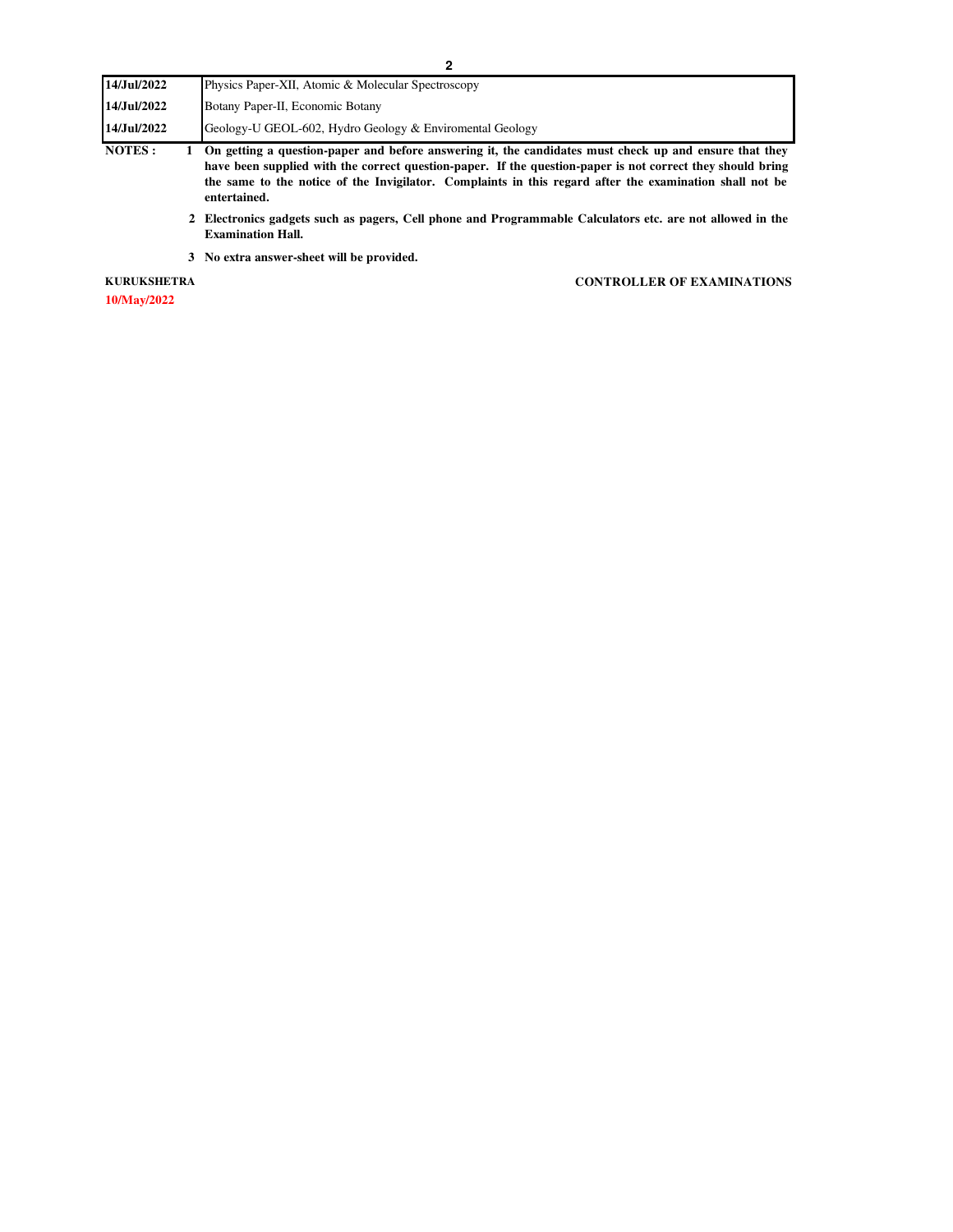| | |
|---|---|
| **14/Jul/2022** | Physics Paper-XII, Atomic & Molecular Spectroscopy |
| **14/Jul/2022** | Botany Paper-II, Economic Botany |
| **14/Jul/2022** | Geology-U GEOL-602, Hydro Geology & Enviromental Geology |

**NOTES :**

1. **On getting a question-paper and before answering it, the candidates must check up and ensure that they have been supplied with the correct question-paper. If the question-paper is not correct they should bring the same to the notice of the Invigilator. Complaints in this regard after the examination shall not be entertained.**
2. **Electronics gadgets such as pagers, Cell phone and Programmable Calculators etc. are not allowed in the Examination Hall.**
3. **No extra answer-sheet will be provided.**

**KURUKSHETRA** **CONTROLLER OF EXAMINATIONS**

**10/May/2022**